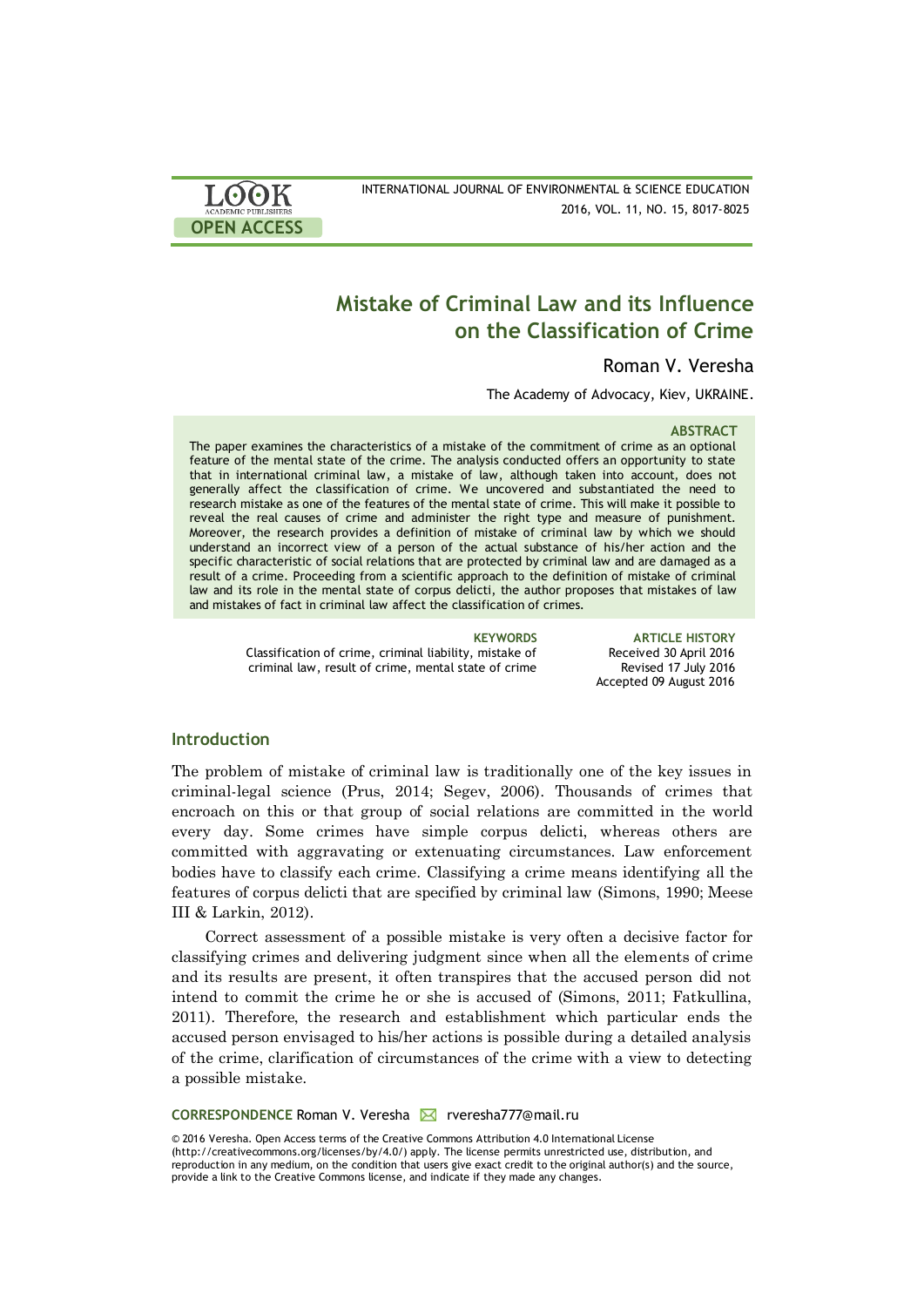# Mistake of Criminal Law and its Influence on the Classification of Crime

Roman V. Veresha

The Academy of Advocacy, Kiev, UKRAINE.

**ABSTRACT**

The paper examines the characteristics of a mistake of the commitment of crime as an optional feature of the mental state of the crime. The analysis conducted offers an opportunity to state that in international criminal law, a mistake of law, although taken into account, does not generally affect the classification of crime. We uncovered and substantiated the need to research mistake as one of the features of the mental state of crime. This will make it possible to reveal the real causes of crime and administer the right type and measure of punishment. Moreover, the research provides a definition of mistake of criminal law by which we should understand an incorrect view of a person of the actual substance of his/her action and the specific characteristic of social relations that are protected by criminal law and are damaged as a result of a crime. Proceeding from a scientific approach to the definition of mistake of criminal law and its role in the mental state of corpus delicti, the author proposes that mistakes of law and mistakes of fact in criminal law affect the classification of crimes.

**KEYWORDS**

Classification of crime, criminal liability, mistake of criminal law, result of crime, mental state of crime

**ARTICLE HISTORY**

Received 30 April 2016
Revised 17 July 2016
Accepted 09 August 2016

## Introduction

The problem of mistake of criminal law is traditionally one of the key issues in criminal-legal science (Prus, 2014; Segev, 2006). Thousands of crimes that encroach on this or that group of social relations are committed in the world every day. Some crimes have simple corpus delicti, whereas others are committed with aggravating or extenuating circumstances. Law enforcement bodies have to classify each crime. Classifying a crime means identifying all the features of corpus delicti that are specified by criminal law (Simons, 1990; Meese III & Larkin, 2012).

Correct assessment of a possible mistake is very often a decisive factor for classifying crimes and delivering judgment since when all the elements of crime and its results are present, it often transpires that the accused person did not intend to commit the crime he or she is accused of (Simons, 2011; Fatkullina, 2011). Therefore, the research and establishment which particular ends the accused person envisaged to his/her actions is possible during a detailed analysis of the crime, clarification of circumstances of the crime with a view to detecting a possible mistake.

**CORRESPONDENCE** Roman V. Veresha rveresha777@mail.ru

© 2016 Veresha. Open Access terms of the Creative Commons Attribution 4.0 International License (http://creativecommons.org/licenses/by/4.0/) apply. The license permits unrestricted use, distribution, and reproduction in any medium, on the condition that users give exact credit to the original author(s) and the source, provide a link to the Creative Commons license, and indicate if they made any changes.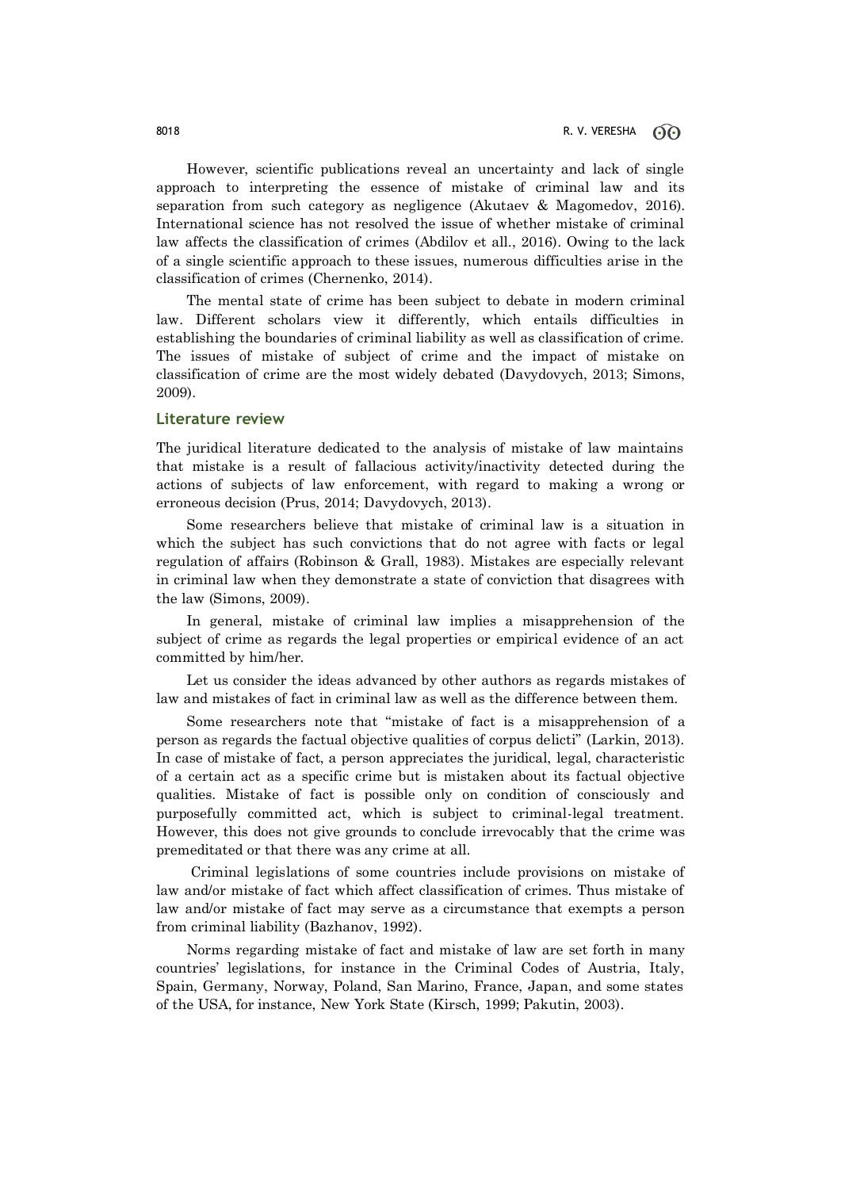However, scientific publications reveal an uncertainty and lack of single approach to interpreting the essence of mistake of criminal law and its separation from such category as negligence (Akutaev & Magomedov, 2016). International science has not resolved the issue of whether mistake of criminal law affects the classification of crimes (Abdilov et all., 2016). Owing to the lack of a single scientific approach to these issues, numerous difficulties arise in the classification of crimes (Chernenko, 2014).

The mental state of crime has been subject to debate in modern criminal law. Different scholars view it differently, which entails difficulties in establishing the boundaries of criminal liability as well as classification of crime. The issues of mistake of subject of crime and the impact of mistake on classification of crime are the most widely debated (Davydovych, 2013; Simons, 2009).

## Literature review

The juridical literature dedicated to the analysis of mistake of law maintains that mistake is a result of fallacious activity/inactivity detected during the actions of subjects of law enforcement, with regard to making a wrong or erroneous decision (Prus, 2014; Davydovych, 2013).

Some researchers believe that mistake of criminal law is a situation in which the subject has such convictions that do not agree with facts or legal regulation of affairs (Robinson & Grall, 1983). Mistakes are especially relevant in criminal law when they demonstrate a state of conviction that disagrees with the law (Simons, 2009).

In general, mistake of criminal law implies a misapprehension of the subject of crime as regards the legal properties or empirical evidence of an act committed by him/her.

Let us consider the ideas advanced by other authors as regards mistakes of law and mistakes of fact in criminal law as well as the difference between them.

Some researchers note that "mistake of fact is a misapprehension of a person as regards the factual objective qualities of corpus delicti" (Larkin, 2013). In case of mistake of fact, a person appreciates the juridical, legal, characteristic of a certain act as a specific crime but is mistaken about its factual objective qualities. Mistake of fact is possible only on condition of consciously and purposefully committed act, which is subject to criminal-legal treatment. However, this does not give grounds to conclude irrevocably that the crime was premeditated or that there was any crime at all.

Criminal legislations of some countries include provisions on mistake of law and/or mistake of fact which affect classification of crimes. Thus mistake of law and/or mistake of fact may serve as a circumstance that exempts a person from criminal liability (Bazhanov, 1992).

Norms regarding mistake of fact and mistake of law are set forth in many countries' legislations, for instance in the Criminal Codes of Austria, Italy, Spain, Germany, Norway, Poland, San Marino, France, Japan, and some states of the USA, for instance, New York State (Kirsch, 1999; Pakutin, 2003).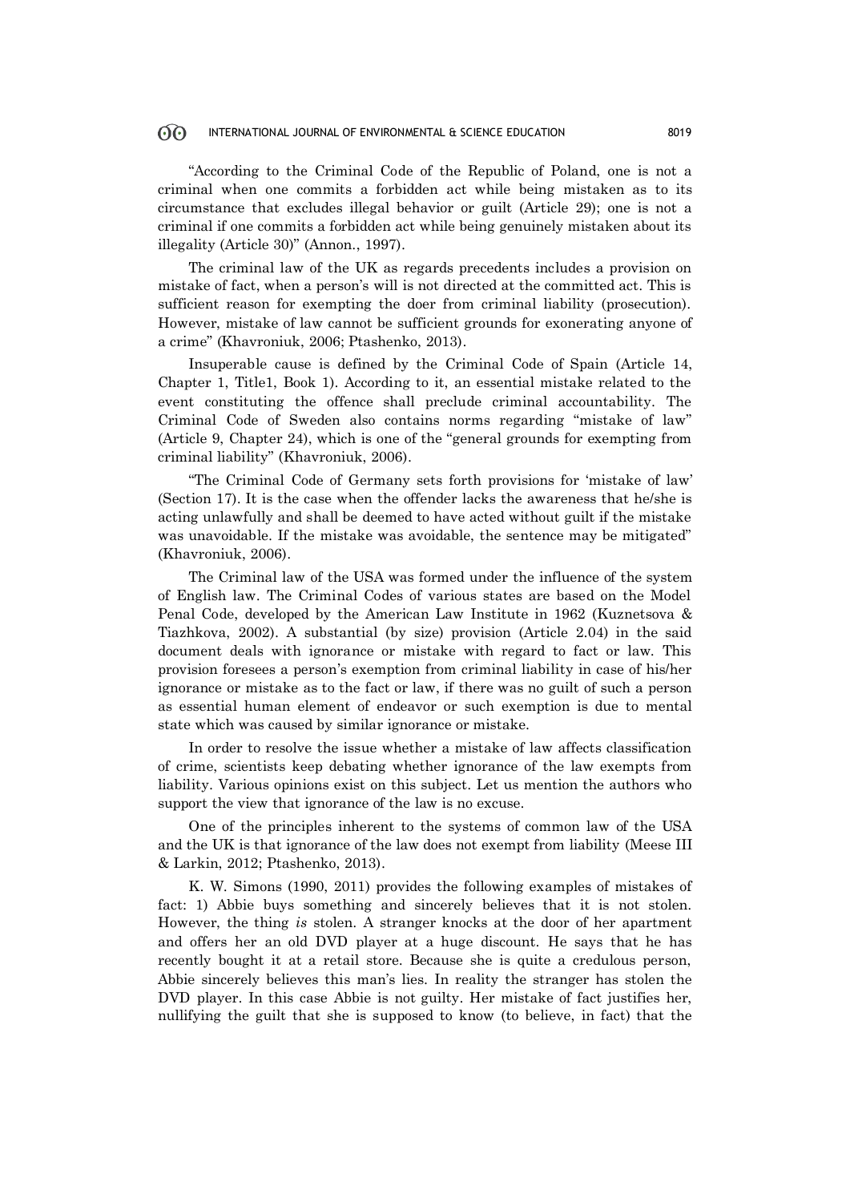"According to the Criminal Code of the Republic of Poland, one is not a criminal when one commits a forbidden act while being mistaken as to its circumstance that excludes illegal behavior or guilt (Article 29); one is not a criminal if one commits a forbidden act while being genuinely mistaken about its illegality (Article 30)" (Annon., 1997).

The criminal law of the UK as regards precedents includes a provision on mistake of fact, when a person's will is not directed at the committed act. This is sufficient reason for exempting the doer from criminal liability (prosecution). However, mistake of law cannot be sufficient grounds for exonerating anyone of a crime" (Khavroniuk, 2006; Ptashenko, 2013).

Insuperable cause is defined by the Criminal Code of Spain (Article 14, Chapter 1, Title1, Book 1). According to it, an essential mistake related to the event constituting the offence shall preclude criminal accountability. The Criminal Code of Sweden also contains norms regarding "mistake of law" (Article 9, Chapter 24), which is one of the "general grounds for exempting from criminal liability" (Khavroniuk, 2006).

"The Criminal Code of Germany sets forth provisions for 'mistake of law' (Section 17). It is the case when the offender lacks the awareness that he/she is acting unlawfully and shall be deemed to have acted without guilt if the mistake was unavoidable. If the mistake was avoidable, the sentence may be mitigated" (Khavroniuk, 2006).

The Criminal law of the USA was formed under the influence of the system of English law. The Criminal Codes of various states are based on the Model Penal Code, developed by the American Law Institute in 1962 (Kuznetsova & Tiazhkova, 2002). A substantial (by size) provision (Article 2.04) in the said document deals with ignorance or mistake with regard to fact or law. This provision foresees a person's exemption from criminal liability in case of his/her ignorance or mistake as to the fact or law, if there was no guilt of such a person as essential human element of endeavor or such exemption is due to mental state which was caused by similar ignorance or mistake.

In order to resolve the issue whether a mistake of law affects classification of crime, scientists keep debating whether ignorance of the law exempts from liability. Various opinions exist on this subject. Let us mention the authors who support the view that ignorance of the law is no excuse.

One of the principles inherent to the systems of common law of the USA and the UK is that ignorance of the law does not exempt from liability (Meese III & Larkin, 2012; Ptashenko, 2013).

K. W. Simons (1990, 2011) provides the following examples of mistakes of fact: 1) Abbie buys something and sincerely believes that it is not stolen. However, the thing *is* stolen. A stranger knocks at the door of her apartment and offers her an old DVD player at a huge discount. He says that he has recently bought it at a retail store. Because she is quite a credulous person, Abbie sincerely believes this man's lies. In reality the stranger has stolen the DVD player. In this case Abbie is not guilty. Her mistake of fact justifies her, nullifying the guilt that she is supposed to know (to believe, in fact) that the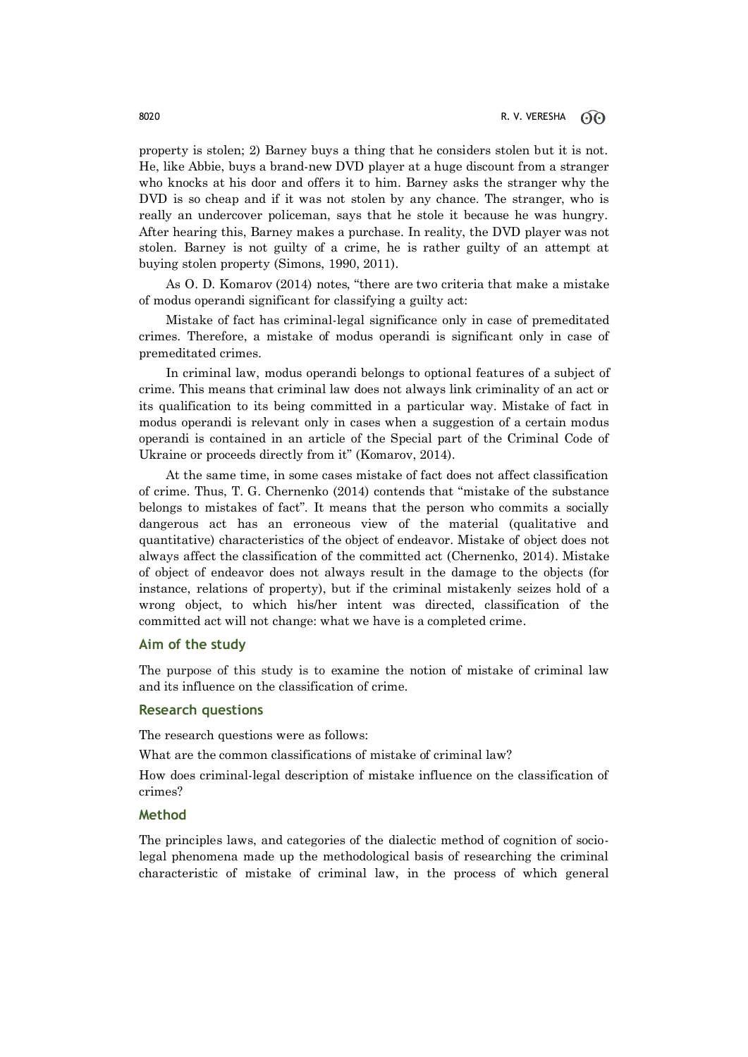property is stolen; 2) Barney buys a thing that he considers stolen but it is not. He, like Abbie, buys a brand-new DVD player at a huge discount from a stranger who knocks at his door and offers it to him. Barney asks the stranger why the DVD is so cheap and if it was not stolen by any chance. The stranger, who is really an undercover policeman, says that he stole it because he was hungry. After hearing this, Barney makes a purchase. In reality, the DVD player was not stolen. Barney is not guilty of a crime, he is rather guilty of an attempt at buying stolen property (Simons, 1990, 2011).

As O. D. Komarov (2014) notes, "there are two criteria that make a mistake of modus operandi significant for classifying a guilty act:

Mistake of fact has criminal-legal significance only in case of premeditated crimes. Therefore, a mistake of modus operandi is significant only in case of premeditated crimes.

In criminal law, modus operandi belongs to optional features of a subject of crime. This means that criminal law does not always link criminality of an act or its qualification to its being committed in a particular way. Mistake of fact in modus operandi is relevant only in cases when a suggestion of a certain modus operandi is contained in an article of the Special part of the Criminal Code of Ukraine or proceeds directly from it" (Komarov, 2014).

At the same time, in some cases mistake of fact does not affect classification of crime. Thus, T. G. Chernenko (2014) contends that "mistake of the substance belongs to mistakes of fact". It means that the person who commits a socially dangerous act has an erroneous view of the material (qualitative and quantitative) characteristics of the object of endeavor. Mistake of object does not always affect the classification of the committed act (Chernenko, 2014). Mistake of object of endeavor does not always result in the damage to the objects (for instance, relations of property), but if the criminal mistakenly seizes hold of a wrong object, to which his/her intent was directed, classification of the committed act will not change: what we have is a completed crime.

## Aim of the study

The purpose of this study is to examine the notion of mistake of criminal law and its influence on the classification of crime.

## Research questions

The research questions were as follows:

What are the common classifications of mistake of criminal law?

How does criminal-legal description of mistake influence on the classification of crimes?

## Method

The principles laws, and categories of the dialectic method of cognition of socio-legal phenomena made up the methodological basis of researching the criminal characteristic of mistake of criminal law, in the process of which general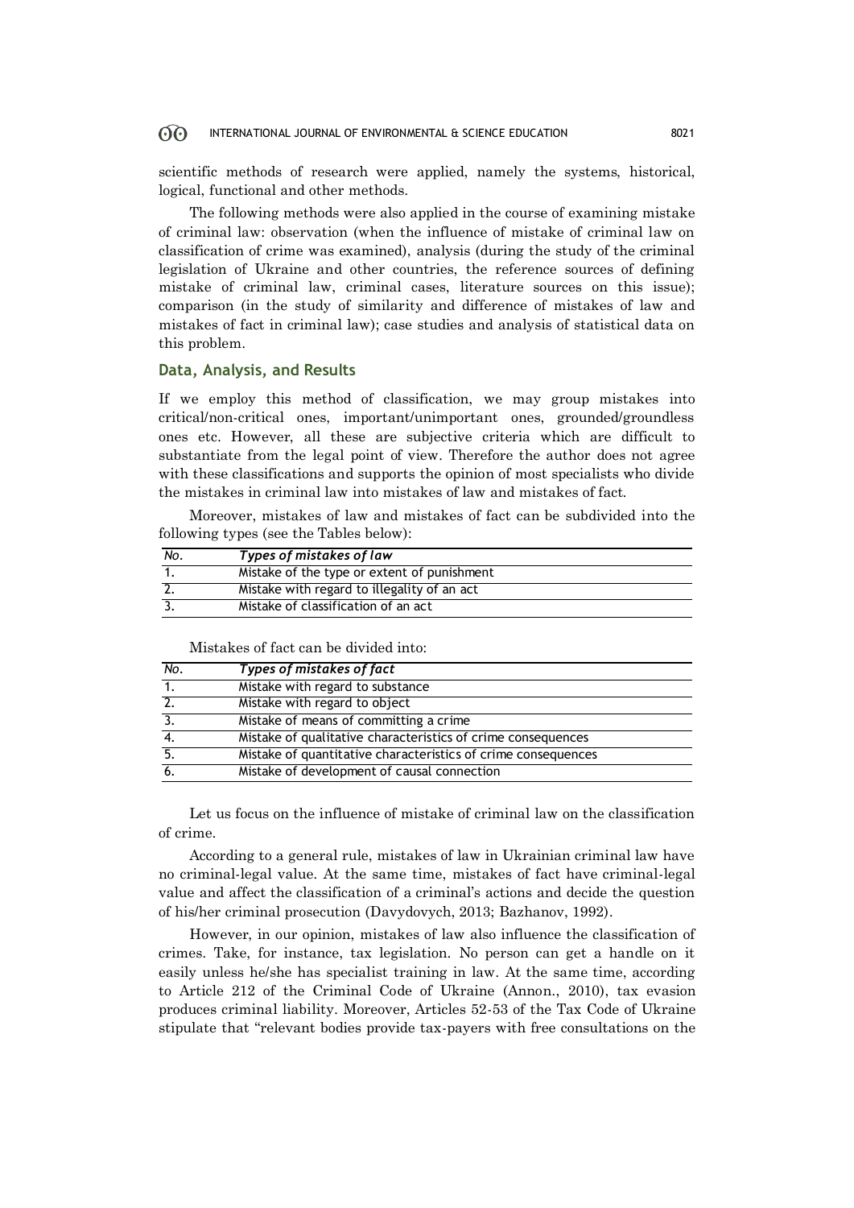scientific methods of research were applied, namely the systems, historical, logical, functional and other methods.

The following methods were also applied in the course of examining mistake of criminal law: observation (when the influence of mistake of criminal law on classification of crime was examined), analysis (during the study of the criminal legislation of Ukraine and other countries, the reference sources of defining mistake of criminal law, criminal cases, literature sources on this issue); comparison (in the study of similarity and difference of mistakes of law and mistakes of fact in criminal law); case studies and analysis of statistical data on this problem.

## Data, Analysis, and Results

If we employ this method of classification, we may group mistakes into critical/non-critical ones, important/unimportant ones, grounded/groundless ones etc. However, all these are subjective criteria which are difficult to substantiate from the legal point of view. Therefore the author does not agree with these classifications and supports the opinion of most specialists who divide the mistakes in criminal law into mistakes of law and mistakes of fact.

Moreover, mistakes of law and mistakes of fact can be subdivided into the following types (see the Tables below):

| *No.* | ***Types of mistakes of law*** |
|---|---|
| 1. | Mistake of the type or extent of punishment |
| 2. | Mistake with regard to illegality of an act |
| 3. | Mistake of classification of an act |

Mistakes of fact can be divided into:

| *No.* | ***Types of mistakes of fact*** |
|---|---|
| 1. | Mistake with regard to substance |
| 2. | Mistake with regard to object |
| 3. | Mistake of means of committing a crime |
| 4. | Mistake of qualitative characteristics of crime consequences |
| 5. | Mistake of quantitative characteristics of crime consequences |
| 6. | Mistake of development of causal connection |

Let us focus on the influence of mistake of criminal law on the classification of crime.

According to a general rule, mistakes of law in Ukrainian criminal law have no criminal-legal value. At the same time, mistakes of fact have criminal-legal value and affect the classification of a criminal's actions and decide the question of his/her criminal prosecution (Davydovych, 2013; Bazhanov, 1992).

However, in our opinion, mistakes of law also influence the classification of crimes. Take, for instance, tax legislation. No person can get a handle on it easily unless he/she has specialist training in law. At the same time, according to Article 212 of the Criminal Code of Ukraine (Annon., 2010), tax evasion produces criminal liability. Moreover, Articles 52-53 of the Tax Code of Ukraine stipulate that "relevant bodies provide tax-payers with free consultations on the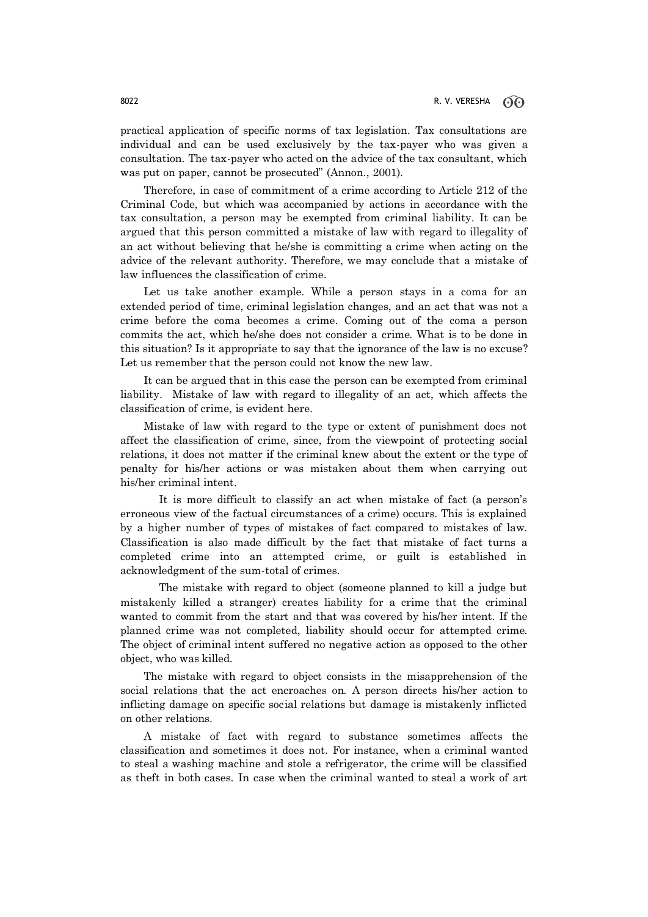practical application of specific norms of tax legislation. Tax consultations are individual and can be used exclusively by the tax-payer who was given a consultation. The tax-payer who acted on the advice of the tax consultant, which was put on paper, cannot be prosecuted" (Annon., 2001).

Therefore, in case of commitment of a crime according to Article 212 of the Criminal Code, but which was accompanied by actions in accordance with the tax consultation, a person may be exempted from criminal liability. It can be argued that this person committed a mistake of law with regard to illegality of an act without believing that he/she is committing a crime when acting on the advice of the relevant authority. Therefore, we may conclude that a mistake of law influences the classification of crime.

Let us take another example. While a person stays in a coma for an extended period of time, criminal legislation changes, and an act that was not a crime before the coma becomes a crime. Coming out of the coma a person commits the act, which he/she does not consider a crime. What is to be done in this situation? Is it appropriate to say that the ignorance of the law is no excuse? Let us remember that the person could not know the new law.

It can be argued that in this case the person can be exempted from criminal liability. Mistake of law with regard to illegality of an act, which affects the classification of crime, is evident here.

Mistake of law with regard to the type or extent of punishment does not affect the classification of crime, since, from the viewpoint of protecting social relations, it does not matter if the criminal knew about the extent or the type of penalty for his/her actions or was mistaken about them when carrying out his/her criminal intent.

It is more difficult to classify an act when mistake of fact (a person's erroneous view of the factual circumstances of a crime) occurs. This is explained by a higher number of types of mistakes of fact compared to mistakes of law. Classification is also made difficult by the fact that mistake of fact turns a completed crime into an attempted crime, or guilt is established in acknowledgment of the sum-total of crimes.

The mistake with regard to object (someone planned to kill a judge but mistakenly killed a stranger) creates liability for a crime that the criminal wanted to commit from the start and that was covered by his/her intent. If the planned crime was not completed, liability should occur for attempted crime. The object of criminal intent suffered no negative action as opposed to the other object, who was killed.

The mistake with regard to object consists in the misapprehension of the social relations that the act encroaches on. A person directs his/her action to inflicting damage on specific social relations but damage is mistakenly inflicted on other relations.

A mistake of fact with regard to substance sometimes affects the classification and sometimes it does not. For instance, when a criminal wanted to steal a washing machine and stole a refrigerator, the crime will be classified as theft in both cases. In case when the criminal wanted to steal a work of art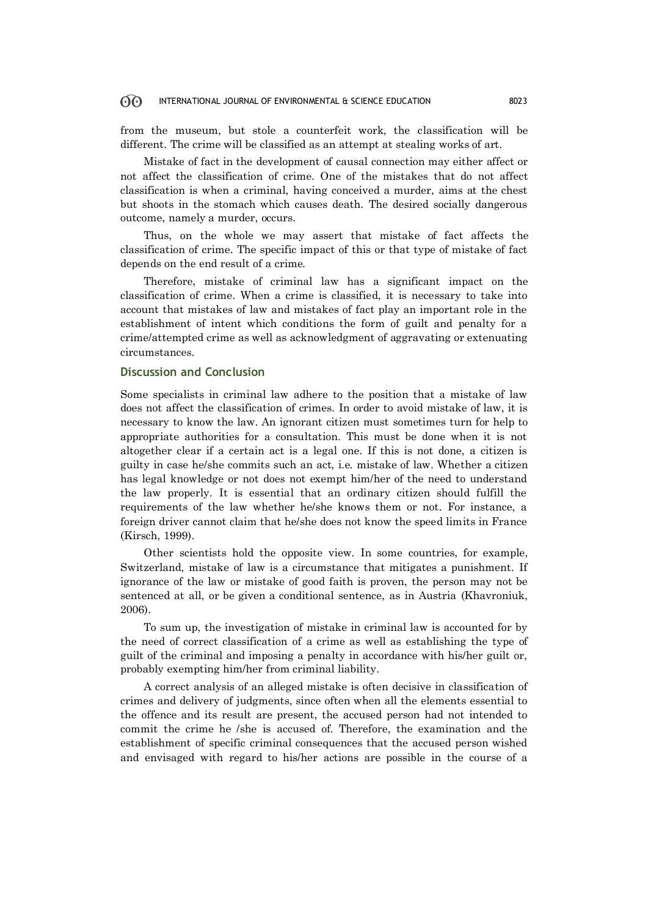from the museum, but stole a counterfeit work, the classification will be different. The crime will be classified as an attempt at stealing works of art.

Mistake of fact in the development of causal connection may either affect or not affect the classification of crime. One of the mistakes that do not affect classification is when a criminal, having conceived a murder, aims at the chest but shoots in the stomach which causes death. The desired socially dangerous outcome, namely a murder, occurs.

Thus, on the whole we may assert that mistake of fact affects the classification of crime. The specific impact of this or that type of mistake of fact depends on the end result of a crime.

Therefore, mistake of criminal law has a significant impact on the classification of crime. When a crime is classified, it is necessary to take into account that mistakes of law and mistakes of fact play an important role in the establishment of intent which conditions the form of guilt and penalty for a crime/attempted crime as well as acknowledgment of aggravating or extenuating circumstances.

## Discussion and Conclusion

Some specialists in criminal law adhere to the position that a mistake of law does not affect the classification of crimes. In order to avoid mistake of law, it is necessary to know the law. An ignorant citizen must sometimes turn for help to appropriate authorities for a consultation. This must be done when it is not altogether clear if a certain act is a legal one. If this is not done, a citizen is guilty in case he/she commits such an act, i.e. mistake of law. Whether a citizen has legal knowledge or not does not exempt him/her of the need to understand the law properly. It is essential that an ordinary citizen should fulfill the requirements of the law whether he/she knows them or not. For instance, a foreign driver cannot claim that he/she does not know the speed limits in France (Kirsch, 1999).

Other scientists hold the opposite view. In some countries, for example, Switzerland, mistake of law is a circumstance that mitigates a punishment. If ignorance of the law or mistake of good faith is proven, the person may not be sentenced at all, or be given a conditional sentence, as in Austria (Khavroniuk, 2006).

To sum up, the investigation of mistake in criminal law is accounted for by the need of correct classification of a crime as well as establishing the type of guilt of the criminal and imposing a penalty in accordance with his/her guilt or, probably exempting him/her from criminal liability.

A correct analysis of an alleged mistake is often decisive in classification of crimes and delivery of judgments, since often when all the elements essential to the offence and its result are present, the accused person had not intended to commit the crime he /she is accused of. Therefore, the examination and the establishment of specific criminal consequences that the accused person wished and envisaged with regard to his/her actions are possible in the course of a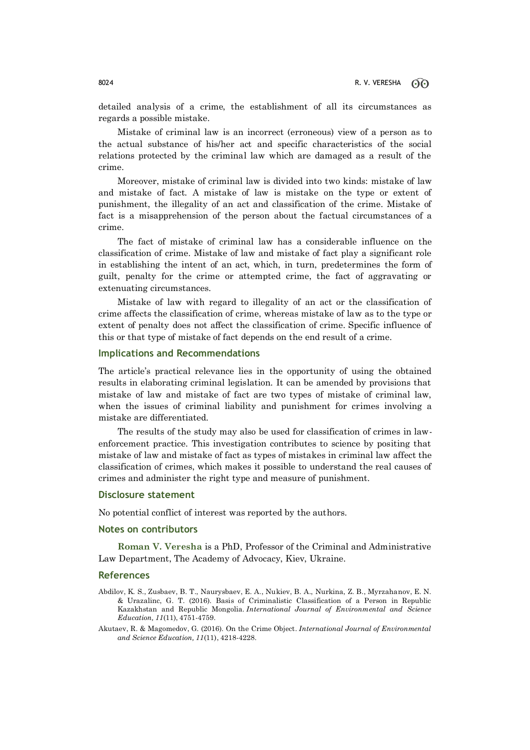detailed analysis of a crime, the establishment of all its circumstances as regards a possible mistake.

Mistake of criminal law is an incorrect (erroneous) view of a person as to the actual substance of his/her act and specific characteristics of the social relations protected by the criminal law which are damaged as a result of the crime.

Moreover, mistake of criminal law is divided into two kinds: mistake of law and mistake of fact. A mistake of law is mistake on the type or extent of punishment, the illegality of an act and classification of the crime. Mistake of fact is a misapprehension of the person about the factual circumstances of a crime.

The fact of mistake of criminal law has a considerable influence on the classification of crime. Mistake of law and mistake of fact play a significant role in establishing the intent of an act, which, in turn, predetermines the form of guilt, penalty for the crime or attempted crime, the fact of aggravating or extenuating circumstances.

Mistake of law with regard to illegality of an act or the classification of crime affects the classification of crime, whereas mistake of law as to the type or extent of penalty does not affect the classification of crime. Specific influence of this or that type of mistake of fact depends on the end result of a crime.

## Implications and Recommendations

The article's practical relevance lies in the opportunity of using the obtained results in elaborating criminal legislation. It can be amended by provisions that mistake of law and mistake of fact are two types of mistake of criminal law, when the issues of criminal liability and punishment for crimes involving a mistake are differentiated.

The results of the study may also be used for classification of crimes in law-enforcement practice. This investigation contributes to science by positing that mistake of law and mistake of fact as types of mistakes in criminal law affect the classification of crimes, which makes it possible to understand the real causes of crimes and administer the right type and measure of punishment.

## Disclosure statement

No potential conflict of interest was reported by the authors.

## Notes on contributors

**Roman V. Veresha** is a PhD, Professor of the Criminal and Administrative Law Department, The Academy of Advocacy, Kiev, Ukraine.

## References

Abdilov, K. S., Zusbaev, B. T., Naurysbaev, E. A., Nukiev, B. A., Nurkina, Z. B., Myrzahanov, E. N. & Urazalinc, G. T. (2016). Basis of Criminalistic Classification of a Person in Republic Kazakhstan and Republic Mongolia. *International Journal of Environmental and Science Education, 11*(11), 4751-4759.

Akutaev, R. & Magomedov, G. (2016). On the Crime Object. *International Journal of Environmental and Science Education, 11*(11), 4218-4228.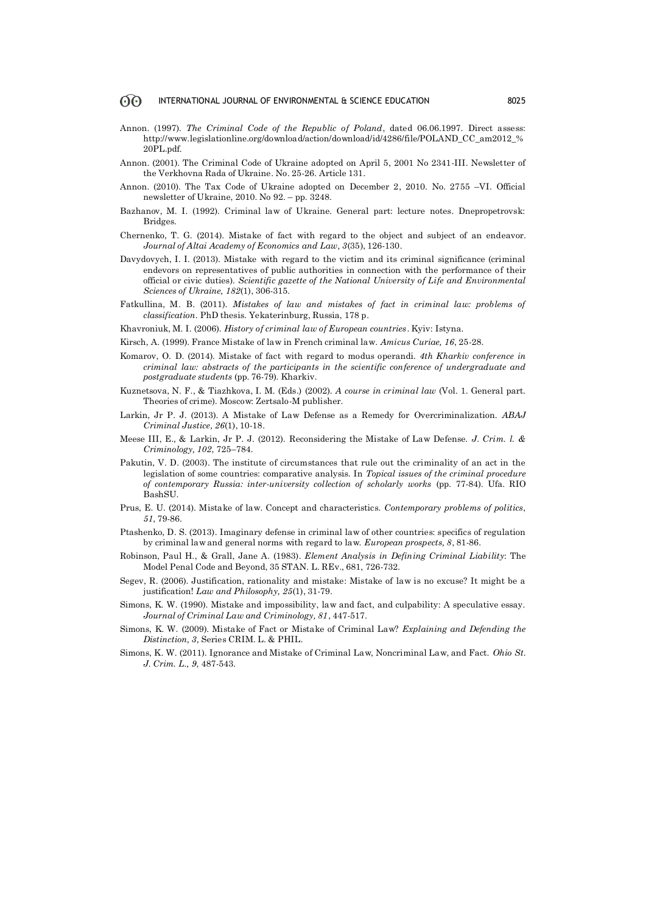Annon. (1997). *The Criminal Code of the Republic of Poland*, dated 06.06.1997. Direct assess: http://www.legislationline.org/download/action/download/id/4286/file/POLAND_CC_am2012_%20PL.pdf.

Annon. (2001). The Criminal Code of Ukraine adopted on April 5, 2001 No 2341-III. Newsletter of the Verkhovna Rada of Ukraine. No. 25-26. Article 131.

Annon. (2010). The Tax Code of Ukraine adopted on December 2, 2010. No. 2755 –VI. Official newsletter of Ukraine, 2010. No 92. – pp. 3248.

Bazhanov, M. I. (1992). Criminal law of Ukraine. General part: lecture notes. Dnepropetrovsk: Bridges.

Chernenko, T. G. (2014). Mistake of fact with regard to the object and subject of an endeavor. *Journal of Altai Academy of Economics and Law, 3*(35), 126-130.

Davydovych, I. I. (2013). Mistake with regard to the victim and its criminal significance (criminal endevors on representatives of public authorities in connection with the performance of their official or civic duties). *Scientific gazette of the National University of Life and Environmental Sciences of Ukraine, 182*(1), 306-315.

Fatkullina, M. B. (2011). *Mistakes of law and mistakes of fact in criminal law: problems of classification*. PhD thesis. Yekaterinburg, Russia, 178 p.

Khavroniuk, M. I. (2006). *History of criminal law of European countries*. Kyiv: Istyna.

Kirsch, A. (1999). France Mistake of law in French criminal law. *Amicus Curiae, 16*, 25-28.

Komarov, O. D. (2014). Mistake of fact with regard to modus operandi. *4th Kharkiv conference in criminal law: abstracts of the participants in the scientific conference of undergraduate and postgraduate students* (pp. 76-79). Kharkiv.

Kuznetsova, N. F., & Tiazhkova, I. M. (Eds.) (2002). *A course in criminal law* (Vol. 1. General part. Theories of crime). Moscow: Zertsalo-M publisher.

Larkin, Jr P. J. (2013). A Mistake of Law Defense as a Remedy for Overcriminalization. *ABAJ Criminal Justice, 26*(1), 10-18.

Meese III, E., & Larkin, Jr P. J. (2012). Reconsidering the Mistake of Law Defense. *J. Crim. l. & Criminology, 102*, 725–784.

Pakutin, V. D. (2003). The institute of circumstances that rule out the criminality of an act in the legislation of some countries: comparative analysis. In *Topical issues of the criminal procedure of contemporary Russia: inter-university collection of scholarly works* (pp. 77-84). Ufa. RIO BashSU.

Prus, E. U. (2014). Mistake of law. Concept and characteristics. *Contemporary problems of politics*, *51*, 79-86.

Ptashenko, D. S. (2013). Imaginary defense in criminal law of other countries: specifics of regulation by criminal law and general norms with regard to law. *European prospects, 8*, 81-86.

Robinson, Paul H., & Grall, Jane A. (1983). *Element Analysis in Defining Criminal Liability*: The Model Penal Code and Beyond, 35 STAN. L. REv., 681, 726-732.

Segev, R. (2006). Justification, rationality and mistake: Mistake of law is no excuse? It might be a justification! *Law and Philosophy, 25*(1), 31-79.

Simons, K. W. (1990). Mistake and impossibility, law and fact, and culpability: A speculative essay. *Journal of Criminal Law and Criminology, 81*, 447-517.

Simons, K. W. (2009). Mistake of Fact or Mistake of Criminal Law? *Explaining and Defending the Distinction, 3,* Series CRIM. L. & PHIL.

Simons, K. W. (2011). Ignorance and Mistake of Criminal Law, Noncriminal Law, and Fact. *Ohio St. J. Crim. L., 9*, 487-543.